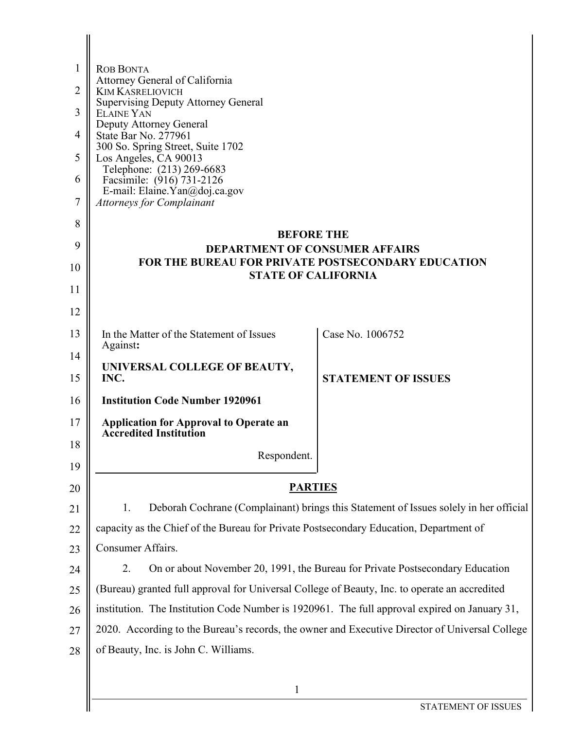ROB BONTA
Attorney General of California
KIM KASRELIOVICH
Supervising Deputy Attorney General
ELAINE YAN
Deputy Attorney General
State Bar No. 277961
300 So. Spring Street, Suite 1702
Los Angeles, CA 90013
Telephone: (213) 269-6683
Facsimile: (916) 731-2126
E-mail: Elaine.Yan@doj.ca.gov
*Attorneys for Complainant*

**BEFORE THE**
**DEPARTMENT OF CONSUMER AFFAIRS**
**FOR THE BUREAU FOR PRIVATE POSTSECONDARY EDUCATION**
**STATE OF CALIFORNIA**

| | |
|---|---|
| In the Matter of the Statement of Issues Against:<br><br>**UNIVERSAL COLLEGE OF BEAUTY, INC.**<br><br>**Institution Code Number 1920961**<br><br>**Application for Approval to Operate an Accredited Institution**<br><br>Respondent. | Case No. 1006752<br><br>**STATEMENT OF ISSUES** |

## PARTIES

1. Deborah Cochrane (Complainant) brings this Statement of Issues solely in her official capacity as the Chief of the Bureau for Private Postsecondary Education, Department of Consumer Affairs.

2. On or about November 20, 1991, the Bureau for Private Postsecondary Education (Bureau) granted full approval for Universal College of Beauty, Inc. to operate an accredited institution. The Institution Code Number is 1920961. The full approval expired on January 31, 2020. According to the Bureau's records, the owner and Executive Director of Universal College of Beauty, Inc. is John C. Williams.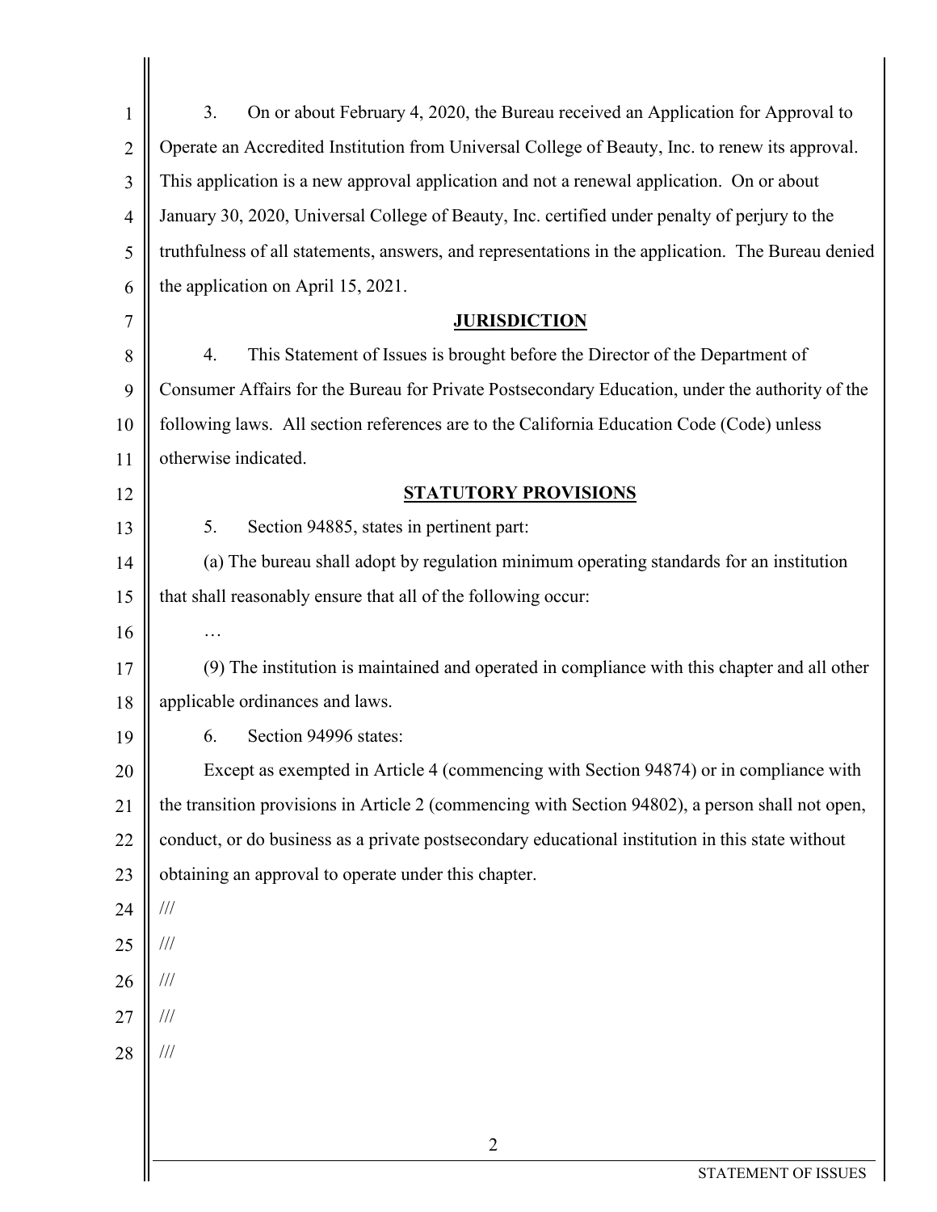3. On or about February 4, 2020, the Bureau received an Application for Approval to Operate an Accredited Institution from Universal College of Beauty, Inc. to renew its approval. This application is a new approval application and not a renewal application. On or about January 30, 2020, Universal College of Beauty, Inc. certified under penalty of perjury to the truthfulness of all statements, answers, and representations in the application. The Bureau denied the application on April 15, 2021.

## JURISDICTION

4. This Statement of Issues is brought before the Director of the Department of Consumer Affairs for the Bureau for Private Postsecondary Education, under the authority of the following laws. All section references are to the California Education Code (Code) unless otherwise indicated.

## STATUTORY PROVISIONS

5. Section 94885, states in pertinent part:

(a) The bureau shall adopt by regulation minimum operating standards for an institution that shall reasonably ensure that all of the following occur:

…

(9) The institution is maintained and operated in compliance with this chapter and all other applicable ordinances and laws.

6. Section 94996 states:

Except as exempted in Article 4 (commencing with Section 94874) or in compliance with the transition provisions in Article 2 (commencing with Section 94802), a person shall not open, conduct, or do business as a private postsecondary educational institution in this state without obtaining an approval to operate under this chapter.

///

///

///

///

///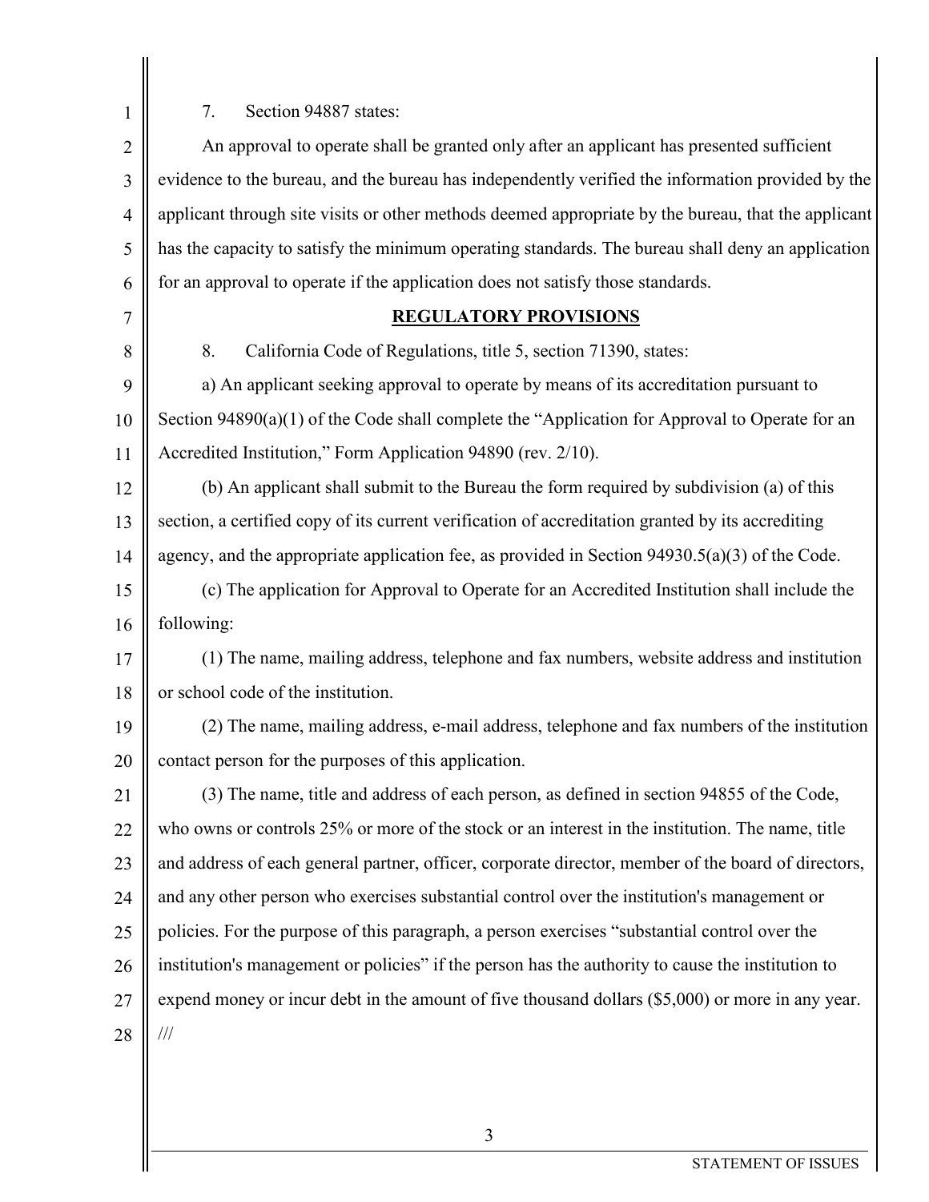7. Section 94887 states:

An approval to operate shall be granted only after an applicant has presented sufficient evidence to the bureau, and the bureau has independently verified the information provided by the applicant through site visits or other methods deemed appropriate by the bureau, that the applicant has the capacity to satisfy the minimum operating standards. The bureau shall deny an application for an approval to operate if the application does not satisfy those standards.

## REGULATORY PROVISIONS

8. California Code of Regulations, title 5, section 71390, states:

a) An applicant seeking approval to operate by means of its accreditation pursuant to Section 94890(a)(1) of the Code shall complete the "Application for Approval to Operate for an Accredited Institution," Form Application 94890 (rev. 2/10).

(b) An applicant shall submit to the Bureau the form required by subdivision (a) of this section, a certified copy of its current verification of accreditation granted by its accrediting agency, and the appropriate application fee, as provided in Section 94930.5(a)(3) of the Code.

(c) The application for Approval to Operate for an Accredited Institution shall include the following:

(1) The name, mailing address, telephone and fax numbers, website address and institution or school code of the institution.

(2) The name, mailing address, e-mail address, telephone and fax numbers of the institution contact person for the purposes of this application.

(3) The name, title and address of each person, as defined in section 94855 of the Code, who owns or controls 25% or more of the stock or an interest in the institution. The name, title and address of each general partner, officer, corporate director, member of the board of directors, and any other person who exercises substantial control over the institution's management or policies. For the purpose of this paragraph, a person exercises "substantial control over the institution's management or policies" if the person has the authority to cause the institution to expend money or incur debt in the amount of five thousand dollars ($5,000) or more in any year.

///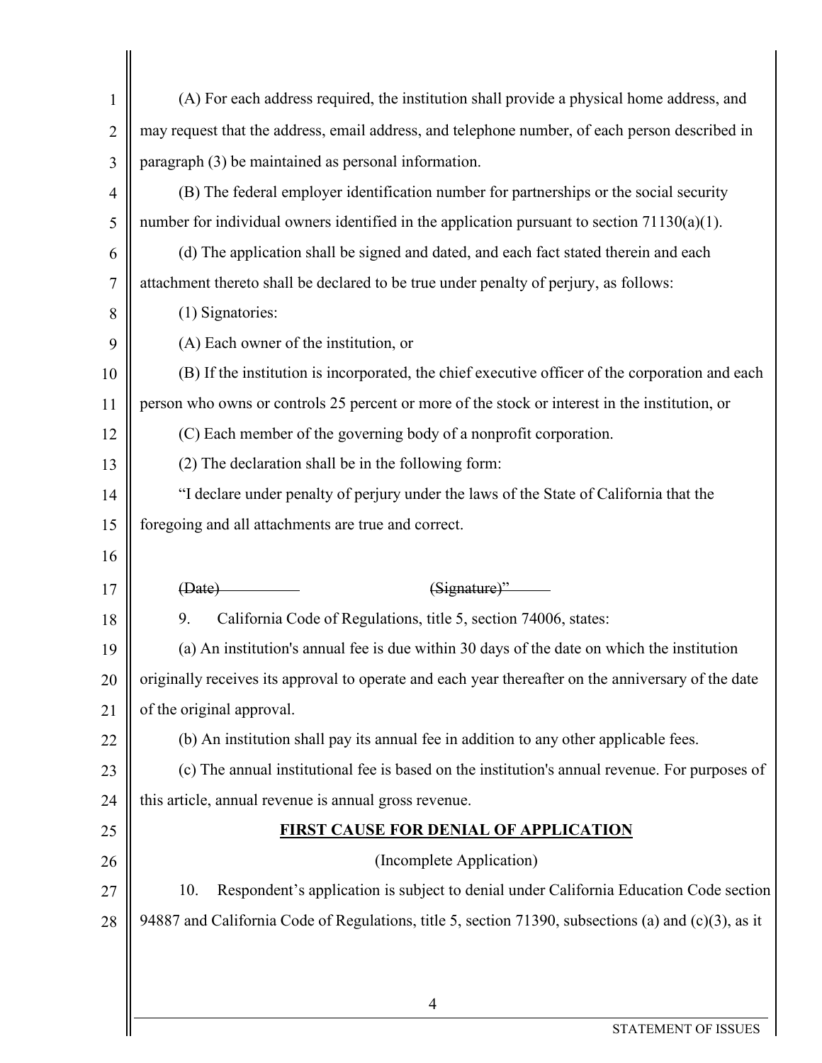(A) For each address required, the institution shall provide a physical home address, and may request that the address, email address, and telephone number, of each person described in paragraph (3) be maintained as personal information.

(B) The federal employer identification number for partnerships or the social security number for individual owners identified in the application pursuant to section 71130(a)(1).

(d) The application shall be signed and dated, and each fact stated therein and each attachment thereto shall be declared to be true under penalty of perjury, as follows:

(1) Signatories:

(A) Each owner of the institution, or

(B) If the institution is incorporated, the chief executive officer of the corporation and each person who owns or controls 25 percent or more of the stock or interest in the institution, or

(C) Each member of the governing body of a nonprofit corporation.

(2) The declaration shall be in the following form:

"I declare under penalty of perjury under the laws of the State of California that the foregoing and all attachments are true and correct.

~~(Date)~~ ~~(Signature)"~~

9. California Code of Regulations, title 5, section 74006, states:

(a) An institution's annual fee is due within 30 days of the date on which the institution originally receives its approval to operate and each year thereafter on the anniversary of the date of the original approval.

(b) An institution shall pay its annual fee in addition to any other applicable fees.

(c) The annual institutional fee is based on the institution's annual revenue. For purposes of this article, annual revenue is annual gross revenue.

## FIRST CAUSE FOR DENIAL OF APPLICATION

(Incomplete Application)

10. Respondent's application is subject to denial under California Education Code section 94887 and California Code of Regulations, title 5, section 71390, subsections (a) and (c)(3), as it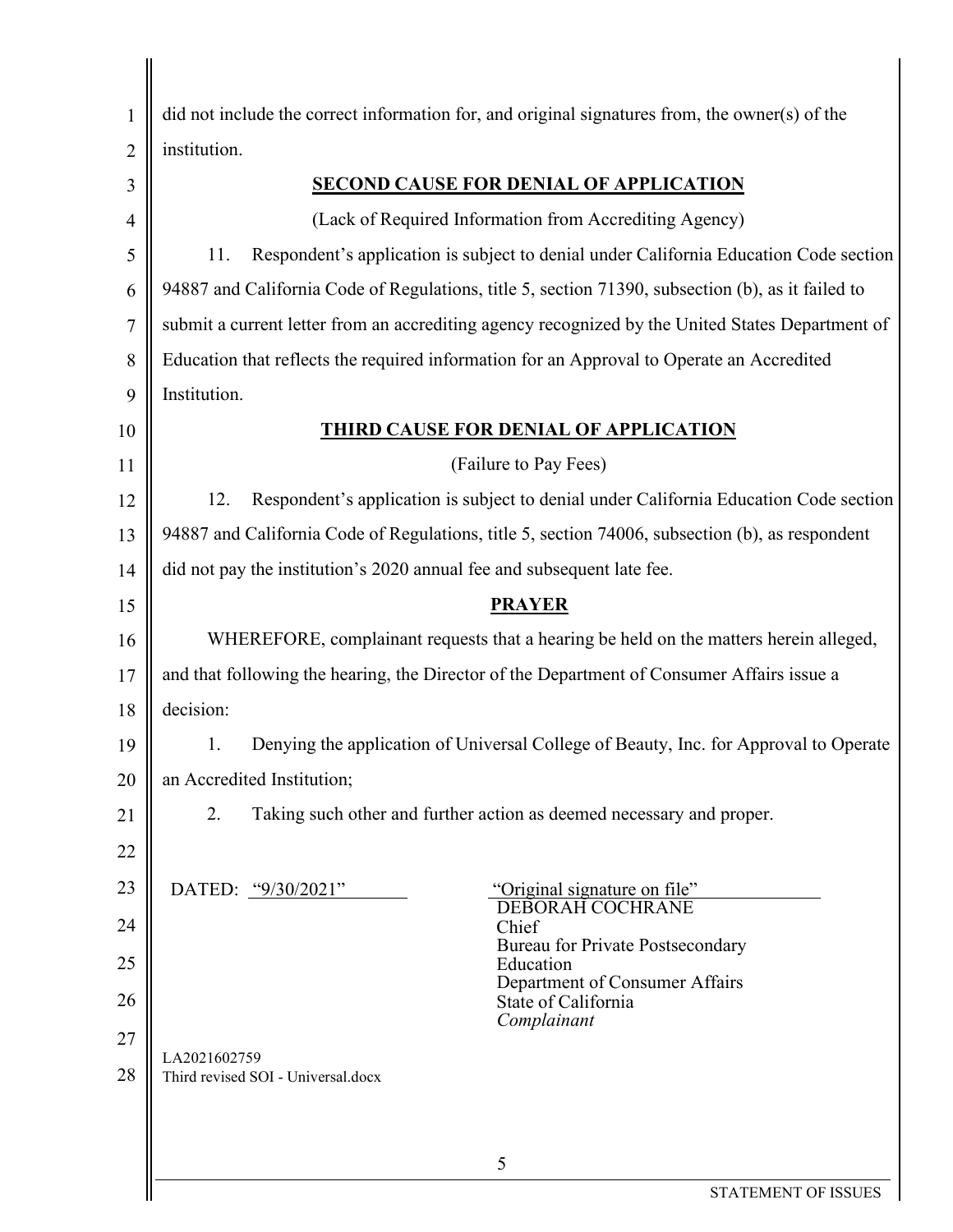did not include the correct information for, and original signatures from, the owner(s) of the institution.

**SECOND CAUSE FOR DENIAL OF APPLICATION**

(Lack of Required Information from Accrediting Agency)

11. Respondent's application is subject to denial under California Education Code section 94887 and California Code of Regulations, title 5, section 71390, subsection (b), as it failed to submit a current letter from an accrediting agency recognized by the United States Department of Education that reflects the required information for an Approval to Operate an Accredited Institution.

**THIRD CAUSE FOR DENIAL OF APPLICATION**

(Failure to Pay Fees)

12. Respondent's application is subject to denial under California Education Code section 94887 and California Code of Regulations, title 5, section 74006, subsection (b), as respondent did not pay the institution's 2020 annual fee and subsequent late fee.

**PRAYER**

WHEREFORE, complainant requests that a hearing be held on the matters herein alleged, and that following the hearing, the Director of the Department of Consumer Affairs issue a decision:

1. Denying the application of Universal College of Beauty, Inc. for Approval to Operate an Accredited Institution;

2. Taking such other and further action as deemed necessary and proper.

DATED: "9/30/2021"

"Original signature on file"
DEBORAH COCHRANE
Chief
Bureau for Private Postsecondary Education
Department of Consumer Affairs
State of California
*Complainant*

LA2021602759
Third revised SOI - Universal.docx

STATEMENT OF ISSUES